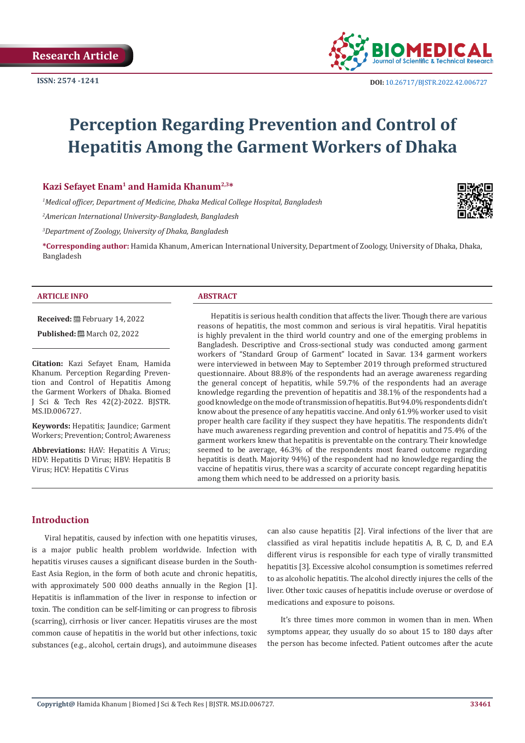Research Article

ISSN: 2574 -1241

DOI: 10.26717/BJSTR.2022.42.006727

# Perception Regarding Prevention and Control of Hepatitis Among the Garment Workers of Dhaka

**Kazi Sefayet Enam[1] and Hamida Khanum[2,3]***

[1]*Medical officer, Department of Medicine, Dhaka Medical College Hospital, Bangladesh*

[2]*American International University-Bangladesh, Bangladesh*

[3]*Department of Zoology, University of Dhaka, Bangladesh*

***Corresponding author:** Hamida Khanum, American International University, Department of Zoology, University of Dhaka, Dhaka, Bangladesh

## ARTICLE INFO

**Received:** February 14, 2022

**Published:** March 02, 2022

**Citation:** Kazi Sefayet Enam, Hamida Khanum. Perception Regarding Prevention and Control of Hepatitis Among the Garment Workers of Dhaka. Biomed J Sci & Tech Res 42(2)-2022. BJSTR. MS.ID.006727.

**Keywords:** Hepatitis; Jaundice; Garment Workers; Prevention; Control; Awareness

**Abbreviations:** HAV: Hepatitis A Virus; HDV: Hepatitis D Virus; HBV: Hepatitis B Virus; HCV: Hepatitis C Virus

## ABSTRACT

Hepatitis is serious health condition that affects the liver. Though there are various reasons of hepatitis, the most common and serious is viral hepatitis. Viral hepatitis is highly prevalent in the third world country and one of the emerging problems in Bangladesh. Descriptive and Cross-sectional study was conducted among garment workers of "Standard Group of Garment" located in Savar. 134 garment workers were interviewed in between May to September 2019 through preformed structured questionnaire. About 88.8% of the respondents had an average awareness regarding the general concept of hepatitis, while 59.7% of the respondents had an average knowledge regarding the prevention of hepatitis and 38.1% of the respondents had a good knowledge on the mode of transmission of hepatitis. But 94.0% respondents didn't know about the presence of any hepatitis vaccine. And only 61.9% worker used to visit proper health care facility if they suspect they have hepatitis. The respondents didn't have much awareness regarding prevention and control of hepatitis and 75.4% of the garment workers knew that hepatitis is preventable on the contrary. Their knowledge seemed to be average, 46.3% of the respondents most feared outcome regarding hepatitis is death. Majority 94%) of the respondent had no knowledge regarding the vaccine of hepatitis virus, there was a scarcity of accurate concept regarding hepatitis among them which need to be addressed on a priority basis.

## Introduction

Viral hepatitis, caused by infection with one hepatitis viruses, is a major public health problem worldwide. Infection with hepatitis viruses causes a significant disease burden in the South-East Asia Region, in the form of both acute and chronic hepatitis, with approximately 500 000 deaths annually in the Region [1]. Hepatitis is inflammation of the liver in response to infection or toxin. The condition can be self-limiting or can progress to fibrosis (scarring), cirrhosis or liver cancer. Hepatitis viruses are the most common cause of hepatitis in the world but other infections, toxic substances (e.g., alcohol, certain drugs), and autoimmune diseases can also cause hepatitis [2]. Viral infections of the liver that are classified as viral hepatitis include hepatitis A, B, C, D, and E.A different virus is responsible for each type of virally transmitted hepatitis [3]. Excessive alcohol consumption is sometimes referred to as alcoholic hepatitis. The alcohol directly injures the cells of the liver. Other toxic causes of hepatitis include overuse or overdose of medications and exposure to poisons.

It's three times more common in women than in men. When symptoms appear, they usually do so about 15 to 180 days after the person has become infected. Patient outcomes after the acute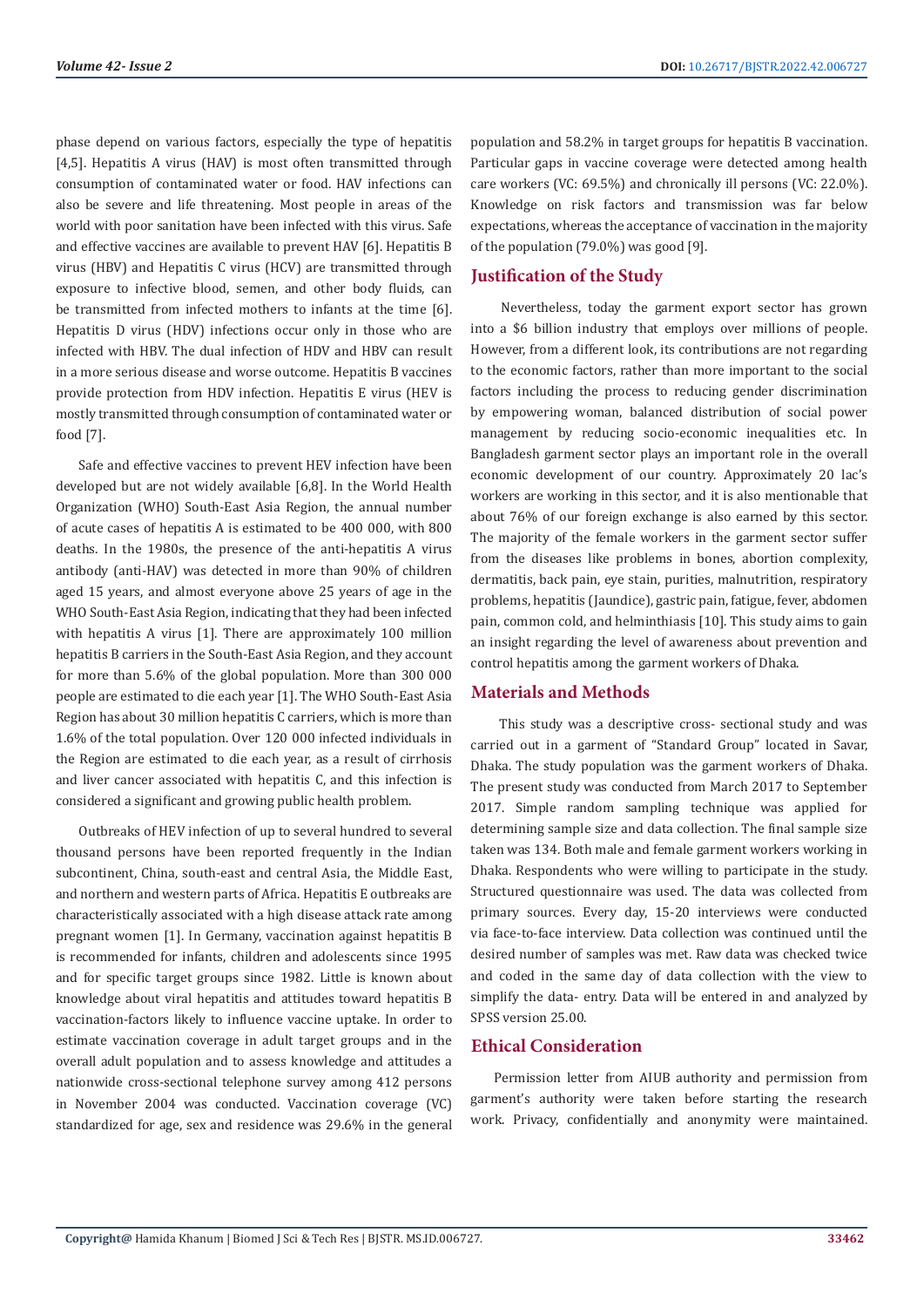phase depend on various factors, especially the type of hepatitis [4,5]. Hepatitis A virus (HAV) is most often transmitted through consumption of contaminated water or food. HAV infections can also be severe and life threatening. Most people in areas of the world with poor sanitation have been infected with this virus. Safe and effective vaccines are available to prevent HAV [6]. Hepatitis B virus (HBV) and Hepatitis C virus (HCV) are transmitted through exposure to infective blood, semen, and other body fluids, can be transmitted from infected mothers to infants at the time [6]. Hepatitis D virus (HDV) infections occur only in those who are infected with HBV. The dual infection of HDV and HBV can result in a more serious disease and worse outcome. Hepatitis B vaccines provide protection from HDV infection. Hepatitis E virus (HEV is mostly transmitted through consumption of contaminated water or food [7].

Safe and effective vaccines to prevent HEV infection have been developed but are not widely available [6,8]. In the World Health Organization (WHO) South-East Asia Region, the annual number of acute cases of hepatitis A is estimated to be 400 000, with 800 deaths. In the 1980s, the presence of the anti-hepatitis A virus antibody (anti-HAV) was detected in more than 90% of children aged 15 years, and almost everyone above 25 years of age in the WHO South-East Asia Region, indicating that they had been infected with hepatitis A virus [1]. There are approximately 100 million hepatitis B carriers in the South-East Asia Region, and they account for more than 5.6% of the global population. More than 300 000 people are estimated to die each year [1]. The WHO South-East Asia Region has about 30 million hepatitis C carriers, which is more than 1.6% of the total population. Over 120 000 infected individuals in the Region are estimated to die each year, as a result of cirrhosis and liver cancer associated with hepatitis C, and this infection is considered a significant and growing public health problem.

Outbreaks of HEV infection of up to several hundred to several thousand persons have been reported frequently in the Indian subcontinent, China, south-east and central Asia, the Middle East, and northern and western parts of Africa. Hepatitis E outbreaks are characteristically associated with a high disease attack rate among pregnant women [1]. In Germany, vaccination against hepatitis B is recommended for infants, children and adolescents since 1995 and for specific target groups since 1982. Little is known about knowledge about viral hepatitis and attitudes toward hepatitis B vaccination-factors likely to influence vaccine uptake. In order to estimate vaccination coverage in adult target groups and in the overall adult population and to assess knowledge and attitudes a nationwide cross-sectional telephone survey among 412 persons in November 2004 was conducted. Vaccination coverage (VC) standardized for age, sex and residence was 29.6% in the general population and 58.2% in target groups for hepatitis B vaccination. Particular gaps in vaccine coverage were detected among health care workers (VC: 69.5%) and chronically ill persons (VC: 22.0%). Knowledge on risk factors and transmission was far below expectations, whereas the acceptance of vaccination in the majority of the population (79.0%) was good [9].

## Justification of the Study

Nevertheless, today the garment export sector has grown into a $6 billion industry that employs over millions of people. However, from a different look, its contributions are not regarding to the economic factors, rather than more important to the social factors including the process to reducing gender discrimination by empowering woman, balanced distribution of social power management by reducing socio-economic inequalities etc. In Bangladesh garment sector plays an important role in the overall economic development of our country. Approximately 20 lac's workers are working in this sector, and it is also mentionable that about 76% of our foreign exchange is also earned by this sector. The majority of the female workers in the garment sector suffer from the diseases like problems in bones, abortion complexity, dermatitis, back pain, eye stain, purities, malnutrition, respiratory problems, hepatitis (Jaundice), gastric pain, fatigue, fever, abdomen pain, common cold, and helminthiasis [10]. This study aims to gain an insight regarding the level of awareness about prevention and control hepatitis among the garment workers of Dhaka.

## Materials and Methods

This study was a descriptive cross- sectional study and was carried out in a garment of "Standard Group" located in Savar, Dhaka. The study population was the garment workers of Dhaka. The present study was conducted from March 2017 to September 2017. Simple random sampling technique was applied for determining sample size and data collection. The final sample size taken was 134. Both male and female garment workers working in Dhaka. Respondents who were willing to participate in the study. Structured questionnaire was used. The data was collected from primary sources. Every day, 15-20 interviews were conducted via face-to-face interview. Data collection was continued until the desired number of samples was met. Raw data was checked twice and coded in the same day of data collection with the view to simplify the data- entry. Data will be entered in and analyzed by SPSS version 25.00.

## Ethical Consideration

Permission letter from AIUB authority and permission from garment's authority were taken before starting the research work. Privacy, confidentially and anonymity were maintained.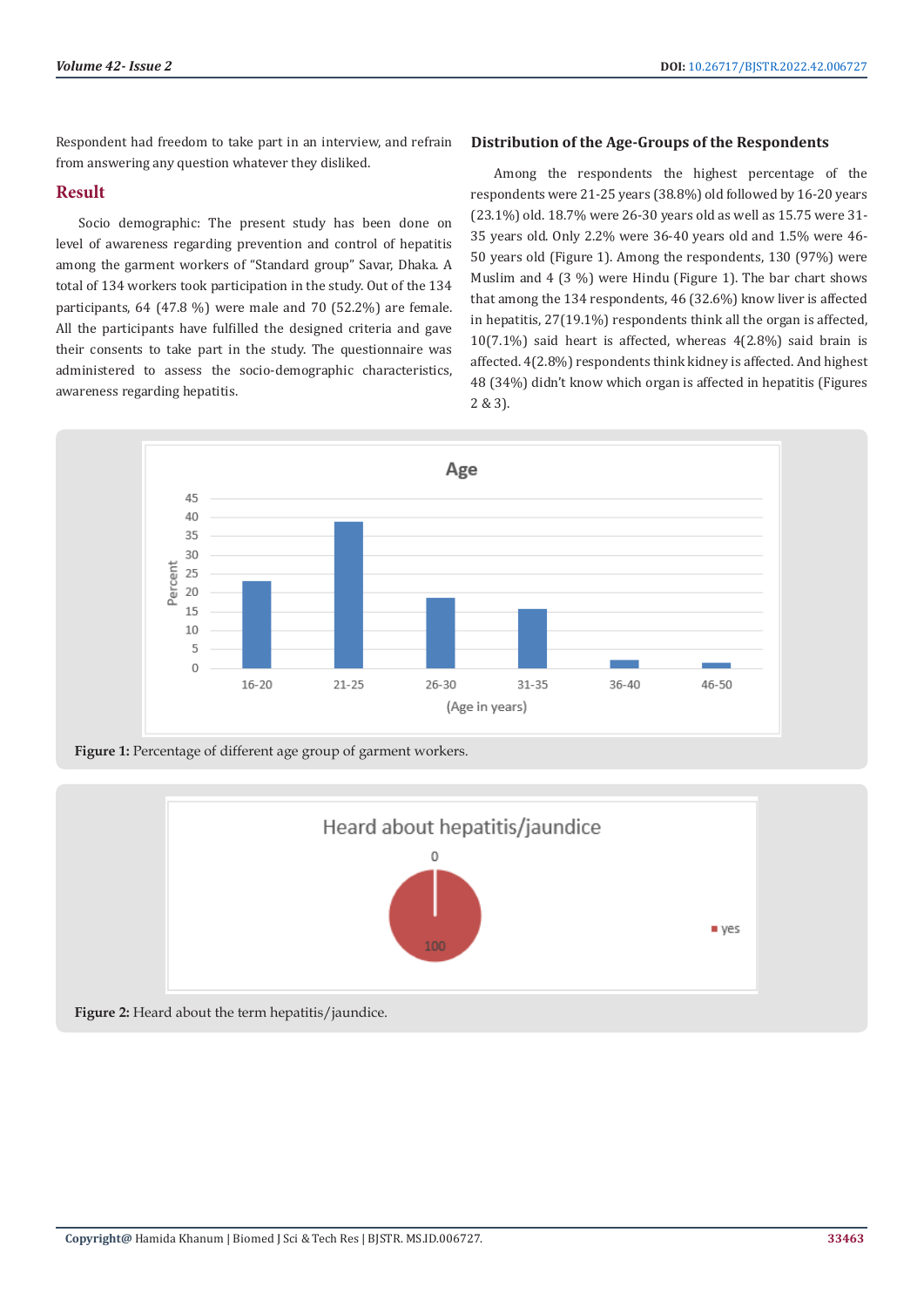Respondent had freedom to take part in an interview, and refrain from answering any question whatever they disliked.

## Result

Socio demographic: The present study has been done on level of awareness regarding prevention and control of hepatitis among the garment workers of "Standard group" Savar, Dhaka. A total of 134 workers took participation in the study. Out of the 134 participants, 64 (47.8 %) were male and 70 (52.2%) are female. All the participants have fulfilled the designed criteria and gave their consents to take part in the study. The questionnaire was administered to assess the socio-demographic characteristics, awareness regarding hepatitis.

### Distribution of the Age-Groups of the Respondents

Among the respondents the highest percentage of the respondents were 21-25 years (38.8%) old followed by 16-20 years (23.1%) old. 18.7% were 26-30 years old as well as 15.75 were 31-35 years old. Only 2.2% were 36-40 years old and 1.5% were 46-50 years old (Figure 1). Among the respondents, 130 (97%) were Muslim and 4 (3 %) were Hindu (Figure 1). The bar chart shows that among the 134 respondents, 46 (32.6%) know liver is affected in hepatitis, 27(19.1%) respondents think all the organ is affected, 10(7.1%) said heart is affected, whereas 4(2.8%) said brain is affected. 4(2.8%) respondents think kidney is affected. And highest 48 (34%) didn't know which organ is affected in hepatitis (Figures 2 & 3).

**Figure 1:** Percentage of different age group of garment workers.

**Figure 2:** Heard about the term hepatitis/jaundice.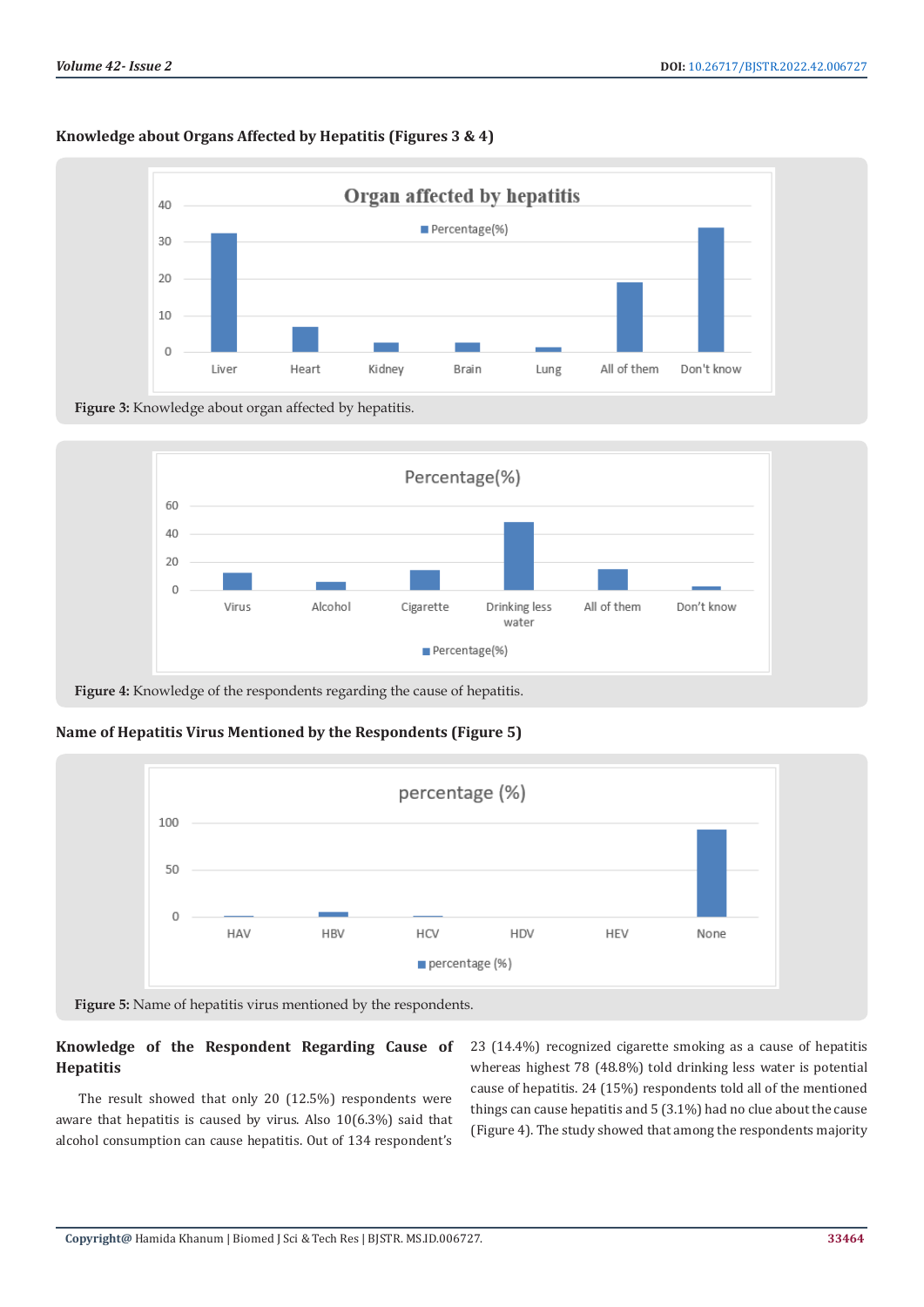### Knowledge about Organs Affected by Hepatitis (Figures 3 & 4)

Figure 3: Knowledge about organ affected by hepatitis.

Figure 4: Knowledge of the respondents regarding the cause of hepatitis.

### Name of Hepatitis Virus Mentioned by the Respondents (Figure 5)

Figure 5: Name of hepatitis virus mentioned by the respondents.

### Knowledge of the Respondent Regarding Cause of Hepatitis

The result showed that only 20 (12.5%) respondents were aware that hepatitis is caused by virus. Also 10(6.3%) said that alcohol consumption can cause hepatitis. Out of 134 respondent's 23 (14.4%) recognized cigarette smoking as a cause of hepatitis whereas highest 78 (48.8%) told drinking less water is potential cause of hepatitis. 24 (15%) respondents told all of the mentioned things can cause hepatitis and 5 (3.1%) had no clue about the cause (Figure 4). The study showed that among the respondents majority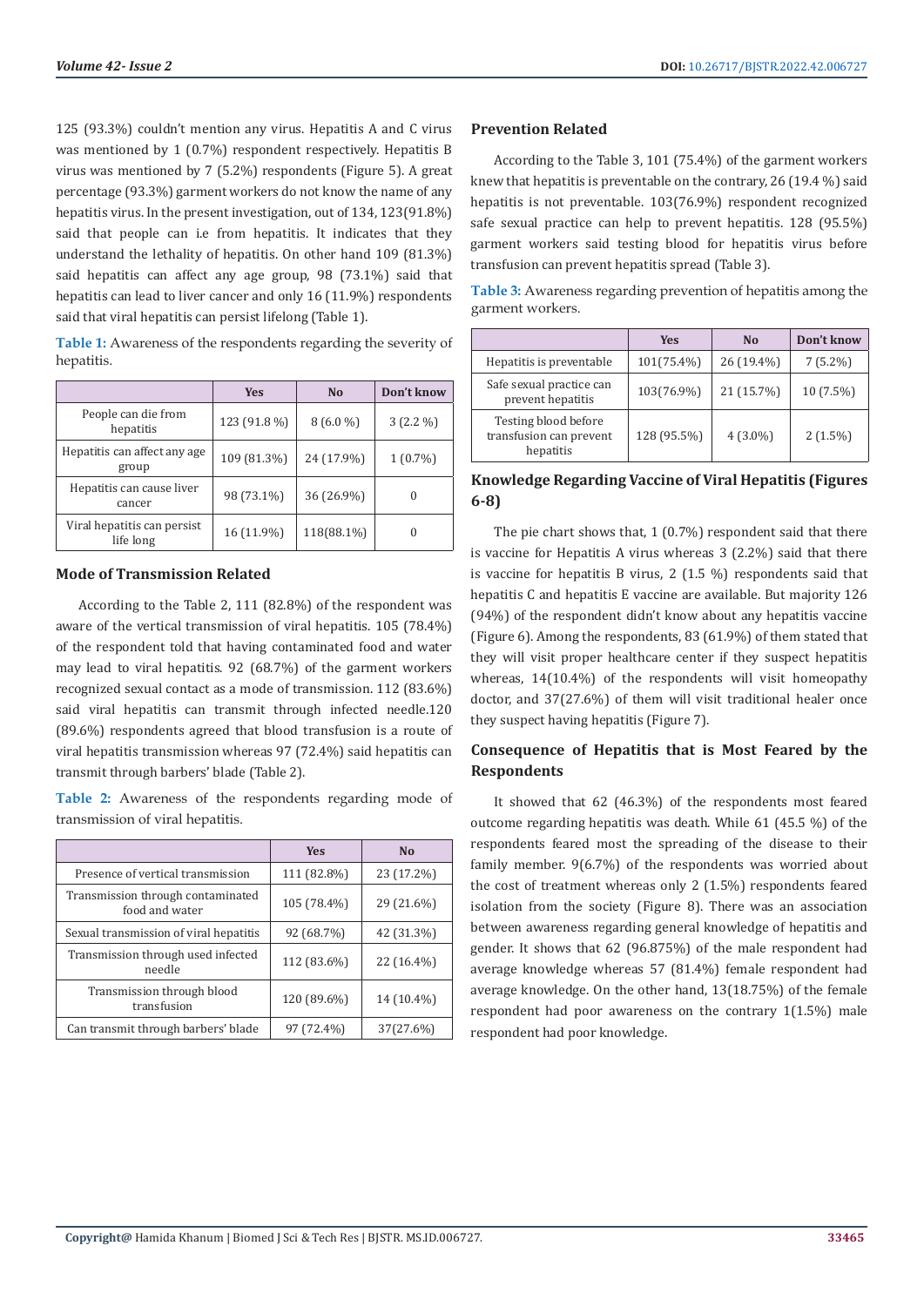125 (93.3%) couldn't mention any virus. Hepatitis A and C virus was mentioned by 1 (0.7%) respondent respectively. Hepatitis B virus was mentioned by 7 (5.2%) respondents (Figure 5). A great percentage (93.3%) garment workers do not know the name of any hepatitis virus. In the present investigation, out of 134, 123(91.8%) said that people can i.e from hepatitis. It indicates that they understand the lethality of hepatitis. On other hand 109 (81.3%) said hepatitis can affect any age group, 98 (73.1%) said that hepatitis can lead to liver cancer and only 16 (11.9%) respondents said that viral hepatitis can persist lifelong (Table 1).

**Table 1:** Awareness of the respondents regarding the severity of hepatitis.

| | Yes | No | Don't know |
|---|---|---|---|
| People can die from hepatitis | 123 (91.8 %) | 8 (6.0 %) | 3 (2.2 %) |
| Hepatitis can affect any age group | 109 (81.3%) | 24 (17.9%) | 1 (0.7%) |
| Hepatitis can cause liver cancer | 98 (73.1%) | 36 (26.9%) | 0 |
| Viral hepatitis can persist life long | 16 (11.9%) | 118(88.1%) | 0 |

### Mode of Transmission Related

According to the Table 2, 111 (82.8%) of the respondent was aware of the vertical transmission of viral hepatitis. 105 (78.4%) of the respondent told that having contaminated food and water may lead to viral hepatitis. 92 (68.7%) of the garment workers recognized sexual contact as a mode of transmission. 112 (83.6%) said viral hepatitis can transmit through infected needle.120 (89.6%) respondents agreed that blood transfusion is a route of viral hepatitis transmission whereas 97 (72.4%) said hepatitis can transmit through barbers' blade (Table 2).

**Table 2:** Awareness of the respondents regarding mode of transmission of viral hepatitis.

| | Yes | No |
|---|---|---|
| Presence of vertical transmission | 111 (82.8%) | 23 (17.2%) |
| Transmission through contaminated food and water | 105 (78.4%) | 29 (21.6%) |
| Sexual transmission of viral hepatitis | 92 (68.7%) | 42 (31.3%) |
| Transmission through used infected needle | 112 (83.6%) | 22 (16.4%) |
| Transmission through blood transfusion | 120 (89.6%) | 14 (10.4%) |
| Can transmit through barbers' blade | 97 (72.4%) | 37(27.6%) |

### Prevention Related

According to the Table 3, 101 (75.4%) of the garment workers knew that hepatitis is preventable on the contrary, 26 (19.4 %) said hepatitis is not preventable. 103(76.9%) respondent recognized safe sexual practice can help to prevent hepatitis. 128 (95.5%) garment workers said testing blood for hepatitis virus before transfusion can prevent hepatitis spread (Table 3).

**Table 3:** Awareness regarding prevention of hepatitis among the garment workers.

| | Yes | No | Don't know |
|---|---|---|---|
| Hepatitis is preventable | 101(75.4%) | 26 (19.4%) | 7 (5.2%) |
| Safe sexual practice can prevent hepatitis | 103(76.9%) | 21 (15.7%) | 10 (7.5%) |
| Testing blood before transfusion can prevent hepatitis | 128 (95.5%) | 4 (3.0%) | 2 (1.5%) |

### Knowledge Regarding Vaccine of Viral Hepatitis (Figures 6-8)

The pie chart shows that, 1 (0.7%) respondent said that there is vaccine for Hepatitis A virus whereas 3 (2.2%) said that there is vaccine for hepatitis B virus, 2 (1.5 %) respondents said that hepatitis C and hepatitis E vaccine are available. But majority 126 (94%) of the respondent didn't know about any hepatitis vaccine (Figure 6). Among the respondents, 83 (61.9%) of them stated that they will visit proper healthcare center if they suspect hepatitis whereas, 14(10.4%) of the respondents will visit homeopathy doctor, and 37(27.6%) of them will visit traditional healer once they suspect having hepatitis (Figure 7).

### Consequence of Hepatitis that is Most Feared by the Respondents

It showed that 62 (46.3%) of the respondents most feared outcome regarding hepatitis was death. While 61 (45.5 %) of the respondents feared most the spreading of the disease to their family member. 9(6.7%) of the respondents was worried about the cost of treatment whereas only 2 (1.5%) respondents feared isolation from the society (Figure 8). There was an association between awareness regarding general knowledge of hepatitis and gender. It shows that 62 (96.875%) of the male respondent had average knowledge whereas 57 (81.4%) female respondent had average knowledge. On the other hand, 13(18.75%) of the female respondent had poor awareness on the contrary 1(1.5%) male respondent had poor knowledge.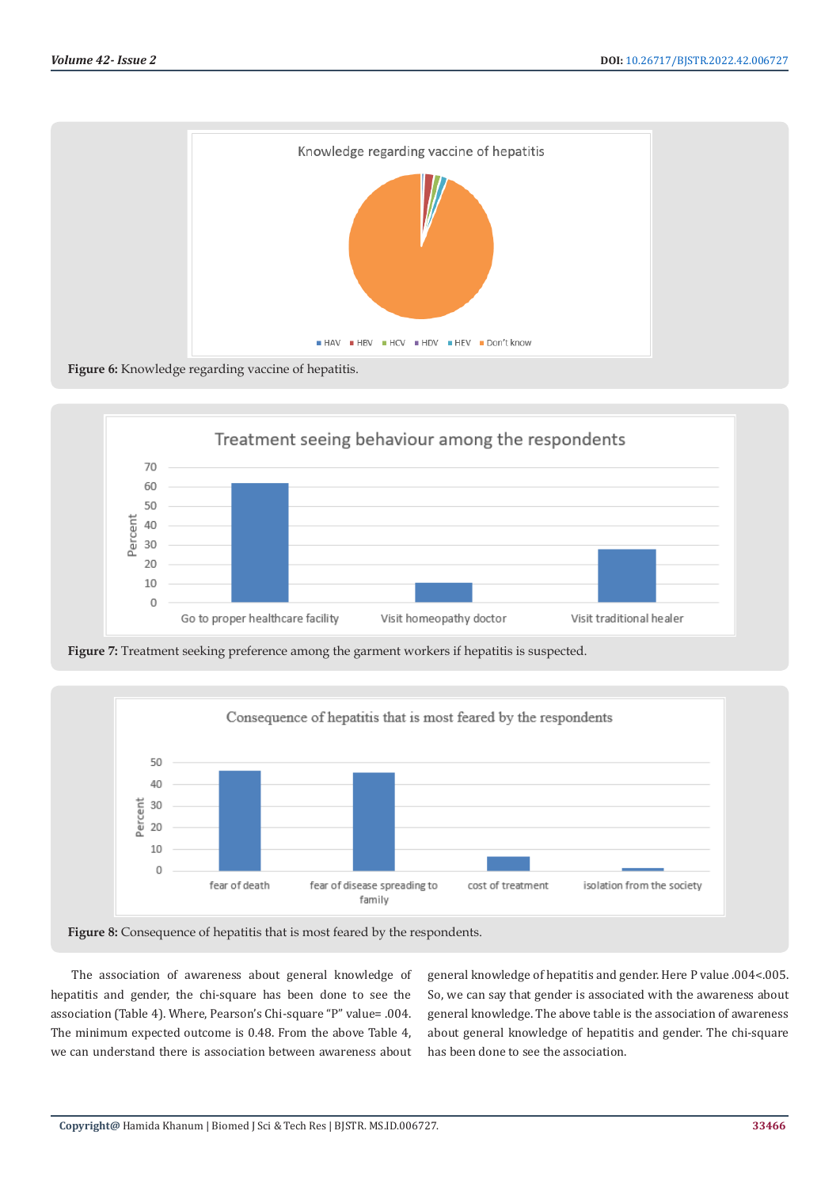Figure 6: Knowledge regarding vaccine of hepatitis.

Figure 7: Treatment seeking preference among the garment workers if hepatitis is suspected.

Figure 8: Consequence of hepatitis that is most feared by the respondents.

The association of awareness about general knowledge of hepatitis and gender, the chi-square has been done to see the association (Table 4). Where, Pearson's Chi-square "P" value= .004. The minimum expected outcome is 0.48. From the above Table 4, we can understand there is association between awareness about general knowledge of hepatitis and gender. Here P value .004<.005. So, we can say that gender is associated with the awareness about general knowledge. The above table is the association of awareness about general knowledge of hepatitis and gender. The chi-square has been done to see the association.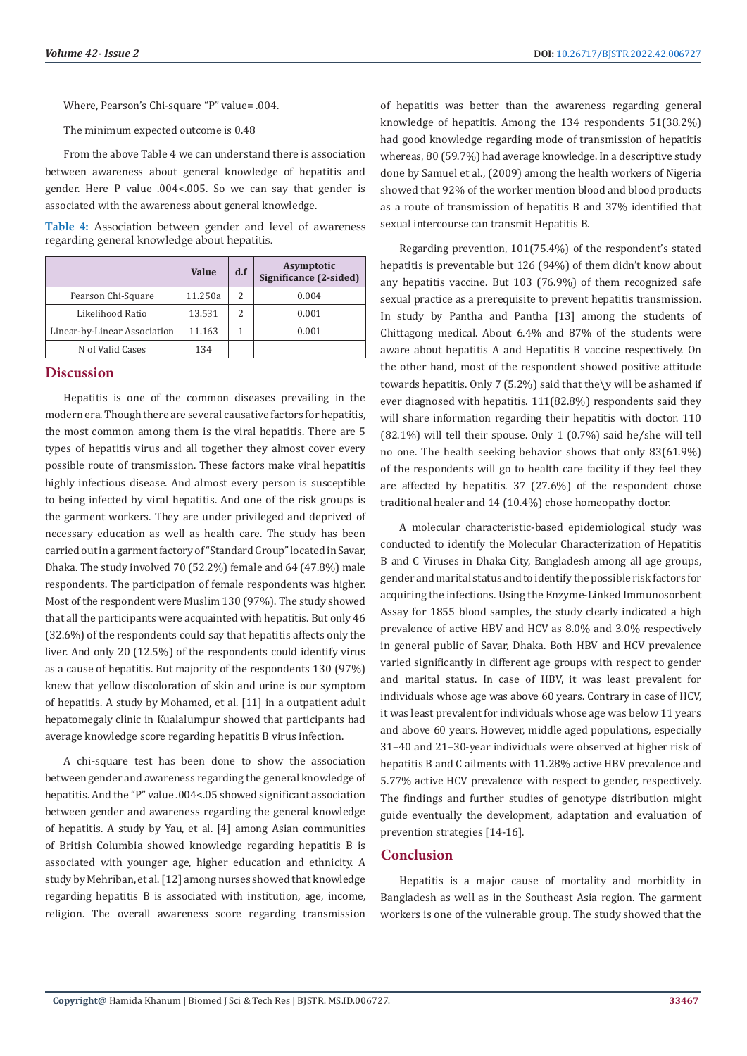Where, Pearson's Chi-square "P" value= .004.

The minimum expected outcome is 0.48

From the above Table 4 we can understand there is association between awareness about general knowledge of hepatitis and gender. Here P value .004<.005. So we can say that gender is associated with the awareness about general knowledge.

**Table 4:** Association between gender and level of awareness regarding general knowledge about hepatitis.

| | Value | d.f | Asymptotic Significance (2-sided) |
|---|---|---|---|
| Pearson Chi-Square | 11.250a | 2 | 0.004 |
| Likelihood Ratio | 13.531 | 2 | 0.001 |
| Linear-by-Linear Association | 11.163 | 1 | 0.001 |
| N of Valid Cases | 134 | | |

## Discussion

Hepatitis is one of the common diseases prevailing in the modern era. Though there are several causative factors for hepatitis, the most common among them is the viral hepatitis. There are 5 types of hepatitis virus and all together they almost cover every possible route of transmission. These factors make viral hepatitis highly infectious disease. And almost every person is susceptible to being infected by viral hepatitis. And one of the risk groups is the garment workers. They are under privileged and deprived of necessary education as well as health care. The study has been carried out in a garment factory of "Standard Group" located in Savar, Dhaka. The study involved 70 (52.2%) female and 64 (47.8%) male respondents. The participation of female respondents was higher. Most of the respondent were Muslim 130 (97%). The study showed that all the participants were acquainted with hepatitis. But only 46 (32.6%) of the respondents could say that hepatitis affects only the liver. And only 20 (12.5%) of the respondents could identify virus as a cause of hepatitis. But majority of the respondents 130 (97%) knew that yellow discoloration of skin and urine is our symptom of hepatitis. A study by Mohamed, et al. [11] in a outpatient adult hepatomegaly clinic in Kualalumpur showed that participants had average knowledge score regarding hepatitis B virus infection.

A chi-square test has been done to show the association between gender and awareness regarding the general knowledge of hepatitis. And the "P" value .004<.05 showed significant association between gender and awareness regarding the general knowledge of hepatitis. A study by Yau, et al. [4] among Asian communities of British Columbia showed knowledge regarding hepatitis B is associated with younger age, higher education and ethnicity. A study by Mehriban, et al. [12] among nurses showed that knowledge regarding hepatitis B is associated with institution, age, income, religion. The overall awareness score regarding transmission of hepatitis was better than the awareness regarding general knowledge of hepatitis. Among the 134 respondents 51(38.2%) had good knowledge regarding mode of transmission of hepatitis whereas, 80 (59.7%) had average knowledge. In a descriptive study done by Samuel et al., (2009) among the health workers of Nigeria showed that 92% of the worker mention blood and blood products as a route of transmission of hepatitis B and 37% identified that sexual intercourse can transmit Hepatitis B.

Regarding prevention, 101(75.4%) of the respondent's stated hepatitis is preventable but 126 (94%) of them didn't know about any hepatitis vaccine. But 103 (76.9%) of them recognized safe sexual practice as a prerequisite to prevent hepatitis transmission. In study by Pantha and Pantha [13] among the students of Chittagong medical. About 6.4% and 87% of the students were aware about hepatitis A and Hepatitis B vaccine respectively. On the other hand, most of the respondent showed positive attitude towards hepatitis. Only 7 (5.2%) said that the\y will be ashamed if ever diagnosed with hepatitis. 111(82.8%) respondents said they will share information regarding their hepatitis with doctor. 110 (82.1%) will tell their spouse. Only 1 (0.7%) said he/she will tell no one. The health seeking behavior shows that only 83(61.9%) of the respondents will go to health care facility if they feel they are affected by hepatitis. 37 (27.6%) of the respondent chose traditional healer and 14 (10.4%) chose homeopathy doctor.

A molecular characteristic-based epidemiological study was conducted to identify the Molecular Characterization of Hepatitis B and C Viruses in Dhaka City, Bangladesh among all age groups, gender and marital status and to identify the possible risk factors for acquiring the infections. Using the Enzyme-Linked Immunosorbent Assay for 1855 blood samples, the study clearly indicated a high prevalence of active HBV and HCV as 8.0% and 3.0% respectively in general public of Savar, Dhaka. Both HBV and HCV prevalence varied significantly in different age groups with respect to gender and marital status. In case of HBV, it was least prevalent for individuals whose age was above 60 years. Contrary in case of HCV, it was least prevalent for individuals whose age was below 11 years and above 60 years. However, middle aged populations, especially 31–40 and 21–30-year individuals were observed at higher risk of hepatitis B and C ailments with 11.28% active HBV prevalence and 5.77% active HCV prevalence with respect to gender, respectively. The findings and further studies of genotype distribution might guide eventually the development, adaptation and evaluation of prevention strategies [14-16].

## Conclusion

Hepatitis is a major cause of mortality and morbidity in Bangladesh as well as in the Southeast Asia region. The garment workers is one of the vulnerable group. The study showed that the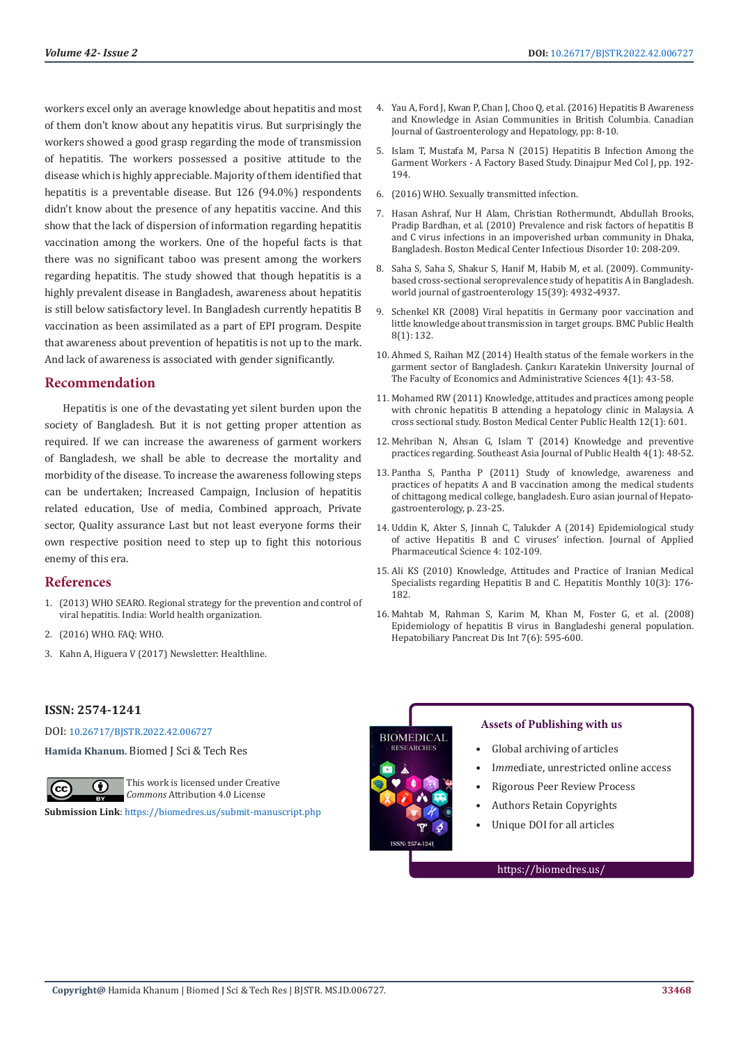workers excel only an average knowledge about hepatitis and most of them don't know about any hepatitis virus. But surprisingly the workers showed a good grasp regarding the mode of transmission of hepatitis. The workers possessed a positive attitude to the disease which is highly appreciable. Majority of them identified that hepatitis is a preventable disease. But 126 (94.0%) respondents didn't know about the presence of any hepatitis vaccine. And this show that the lack of dispersion of information regarding hepatitis vaccination among the workers. One of the hopeful facts is that there was no significant taboo was present among the workers regarding hepatitis. The study showed that though hepatitis is a highly prevalent disease in Bangladesh, awareness about hepatitis is still below satisfactory level. In Bangladesh currently hepatitis B vaccination as been assimilated as a part of EPI program. Despite that awareness about prevention of hepatitis is not up to the mark. And lack of awareness is associated with gender significantly.

## Recommendation

Hepatitis is one of the devastating yet silent burden upon the society of Bangladesh. But it is not getting proper attention as required. If we can increase the awareness of garment workers of Bangladesh, we shall be able to decrease the mortality and morbidity of the disease. To increase the awareness following steps can be undertaken; Increased Campaign, Inclusion of hepatitis related education, Use of media, Combined approach, Private sector, Quality assurance Last but not least everyone forms their own respective position need to step up to fight this notorious enemy of this era.

## References

1. (2013) WHO SEARO. Regional strategy for the prevention and control of viral hepatitis. India: World health organization.
2. (2016) WHO. FAQ: WHO.
3. Kahn A, Higuera V (2017) Newsletter: Healthline.
4. Yau A, Ford J, Kwan P, Chan J, Choo Q, et al. (2016) Hepatitis B Awareness and Knowledge in Asian Communities in British Columbia. Canadian Journal of Gastroenterology and Hepatology, pp: 8-10.
5. Islam T, Mustafa M, Parsa N (2015) Hepatitis B Infection Among the Garment Workers - A Factory Based Study. Dinajpur Med Col J, pp. 192-194.
6. (2016) WHO. Sexually transmitted infection.
7. Hasan Ashraf, Nur H Alam, Christian Rothermundt, Abdullah Brooks, Pradip Bardhan, et al. (2010) Prevalence and risk factors of hepatitis B and C virus infections in an impoverished urban community in Dhaka, Bangladesh. Boston Medical Center Infectious Disorder 10: 208-209.
8. Saha S, Saha S, Shakur S, Hanif M, Habib M, et al. (2009). Community-based cross-sectional seroprevalence study of hepatitis A in Bangladesh. world journal of gastroenterology 15(39): 4932-4937.
9. Schenkel KR (2008) Viral hepatitis in Germany poor vaccination and little knowledge about transmission in target groups. BMC Public Health 8(1): 132.
10. Ahmed S, Raihan MZ (2014) Health status of the female workers in the garment sector of Bangladesh. Çankırı Karatekin University Journal of The Faculty of Economics and Administrative Sciences 4(1): 43-58.
11. Mohamed RW (2011) Knowledge, attitudes and practices among people with chronic hepatitis B attending a hepatology clinic in Malaysia. A cross sectional study. Boston Medical Center Public Health 12(1): 601.
12. Mehriban N, Ahsan G, Islam T (2014) Knowledge and preventive practices regarding. Southeast Asia Journal of Public Health 4(1): 48-52.
13. Pantha S, Pantha P (2011) Study of knowledge, awareness and practices of hepatits A and B vaccination among the medical students of chittagong medical college, bangladesh. Euro asian journal of Hepato-gastroenterology, p. 23-25.
14. Uddin K, Akter S, Jinnah C, Talukder A (2014) Epidemiological study of active Hepatitis B and C viruses' infection. Journal of Applied Pharmaceutical Science 4: 102-109.
15. Ali KS (2010) Knowledge, Attitudes and Practice of Iranian Medical Specialists regarding Hepatitis B and C. Hepatitis Monthly 10(3): 176-182.
16. Mahtab M, Rahman S, Karim M, Khan M, Foster G, et al. (2008) Epidemiology of hepatitis B virus in Bangladeshi general population. Hepatobiliary Pancreat Dis Int 7(6): 595-600.

**ISSN: 2574-1241**

DOI: 10.26717/BJSTR.2022.42.006727

**Hamida Khanum.** Biomed J Sci & Tech Res

This work is licensed under Creative *Commons* Attribution 4.0 License

**Submission Link**: https://biomedres.us/submit-manuscript.php

**Assets of Publishing with us**

- Global archiving of articles
- Immediate, unrestricted online access
- Rigorous Peer Review Process
- Authors Retain Copyrights
- Unique DOI for all articles

https://biomedres.us/